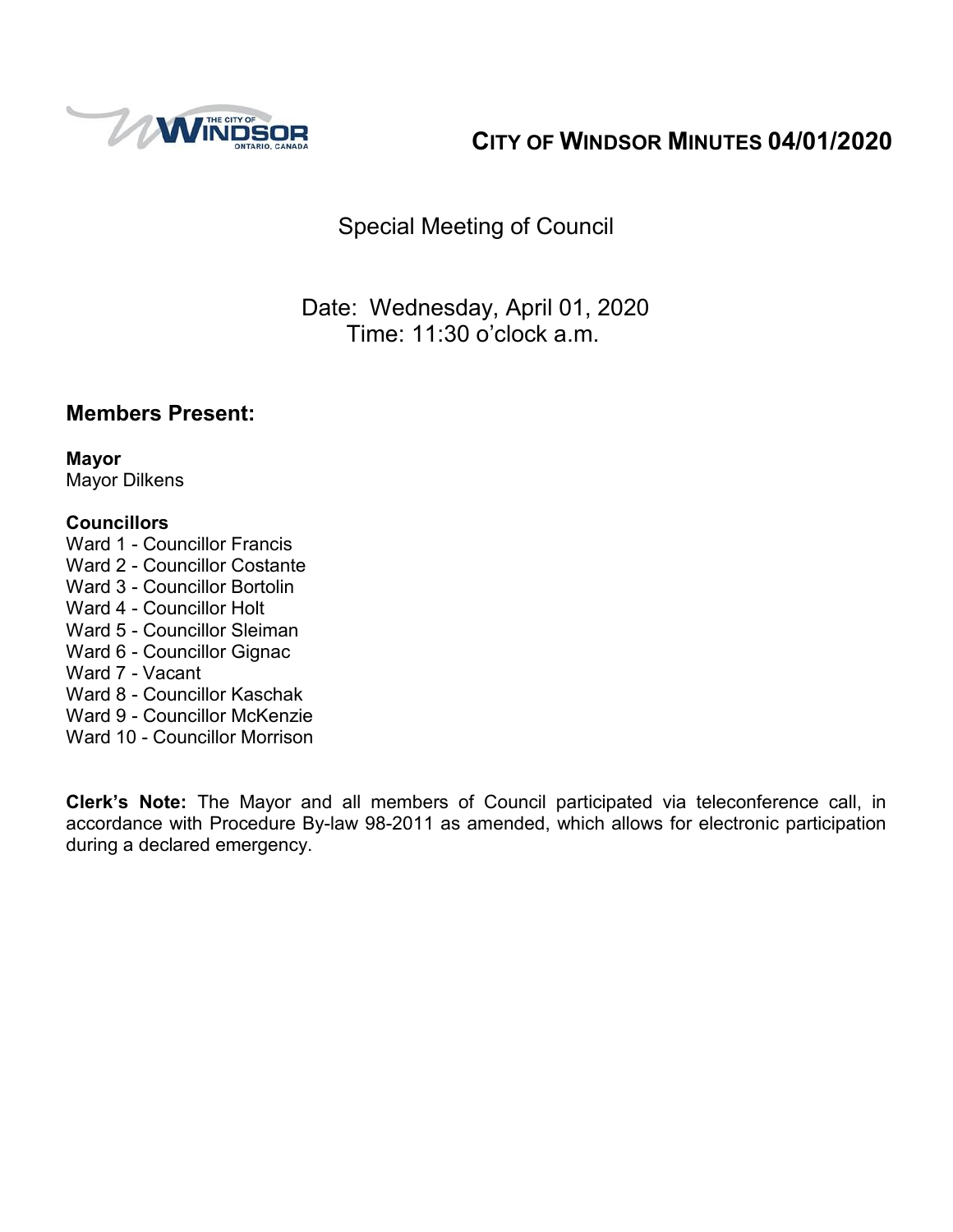# CITY OF WINDSOR MINUTES 04/01/2020

Special Meeting of Council

Date: Wednesday, April 01, 2020
Time: 11:30 o'clock a.m.

## Members Present:

**Mayor**
Mayor Dilkens

**Councillors**
Ward 1 - Councillor Francis
Ward 2 - Councillor Costante
Ward 3 - Councillor Bortolin
Ward 4 - Councillor Holt
Ward 5 - Councillor Sleiman
Ward 6 - Councillor Gignac
Ward 7 - Vacant
Ward 8 - Councillor Kaschak
Ward 9 - Councillor McKenzie
Ward 10 - Councillor Morrison

**Clerk's Note:** The Mayor and all members of Council participated via teleconference call, in accordance with Procedure By-law 98-2011 as amended, which allows for electronic participation during a declared emergency.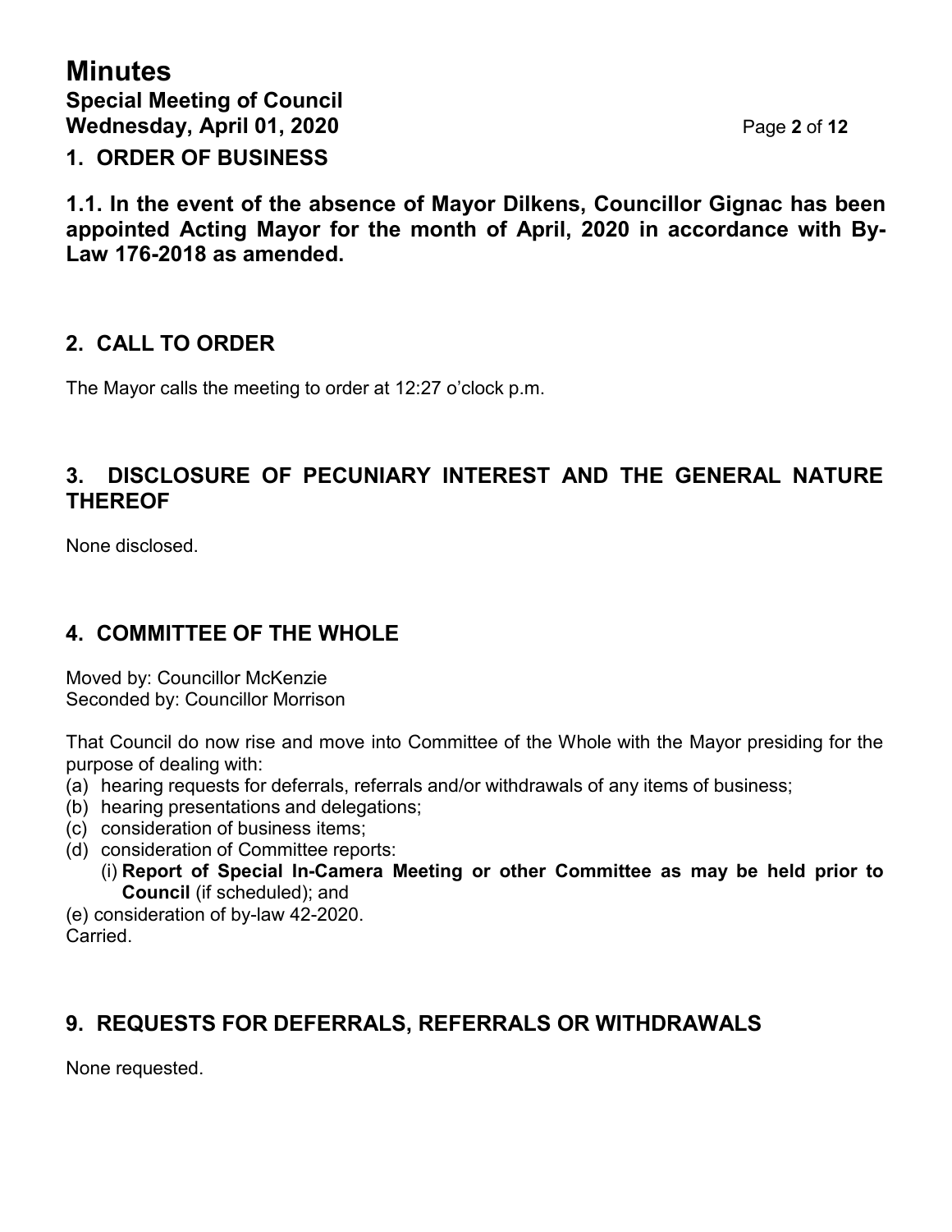## 1. ORDER OF BUSINESS

**1.1. In the event of the absence of Mayor Dilkens, Councillor Gignac has been appointed Acting Mayor for the month of April, 2020 in accordance with By-Law 176-2018 as amended.**

## 2. CALL TO ORDER

The Mayor calls the meeting to order at 12:27 o'clock p.m.

## 3. DISCLOSURE OF PECUNIARY INTEREST AND THE GENERAL NATURE THEREOF

None disclosed.

## 4. COMMITTEE OF THE WHOLE

Moved by: Councillor McKenzie
Seconded by: Councillor Morrison

That Council do now rise and move into Committee of the Whole with the Mayor presiding for the purpose of dealing with:

(a) hearing requests for deferrals, referrals and/or withdrawals of any items of business;
(b) hearing presentations and delegations;
(c) consideration of business items;
(d) consideration of Committee reports:
  (i) **Report of Special In-Camera Meeting or other Committee as may be held prior to Council** (if scheduled); and
(e) consideration of by-law 42-2020.

Carried.

## 9. REQUESTS FOR DEFERRALS, REFERRALS OR WITHDRAWALS

None requested.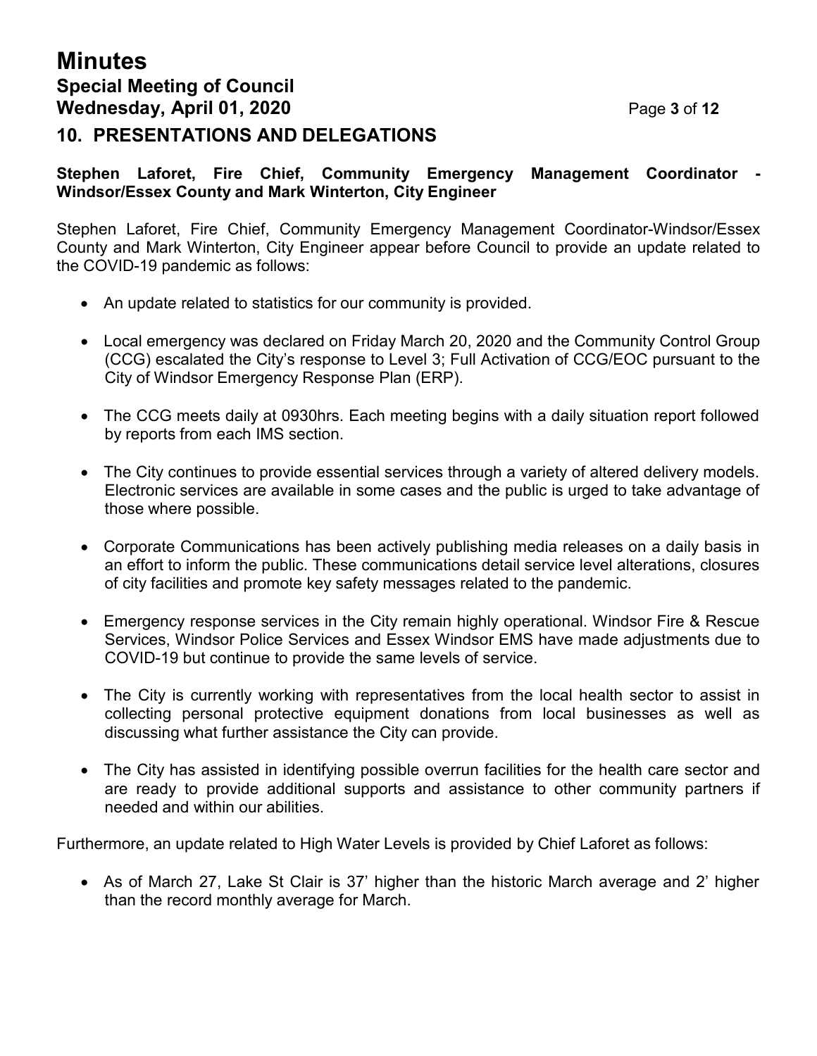## 10. PRESENTATIONS AND DELEGATIONS

**Stephen Laforet, Fire Chief, Community Emergency Management Coordinator - Windsor/Essex County and Mark Winterton, City Engineer**

Stephen Laforet, Fire Chief, Community Emergency Management Coordinator-Windsor/Essex County and Mark Winterton, City Engineer appear before Council to provide an update related to the COVID-19 pandemic as follows:

- An update related to statistics for our community is provided.
- Local emergency was declared on Friday March 20, 2020 and the Community Control Group (CCG) escalated the City's response to Level 3; Full Activation of CCG/EOC pursuant to the City of Windsor Emergency Response Plan (ERP).
- The CCG meets daily at 0930hrs. Each meeting begins with a daily situation report followed by reports from each IMS section.
- The City continues to provide essential services through a variety of altered delivery models. Electronic services are available in some cases and the public is urged to take advantage of those where possible.
- Corporate Communications has been actively publishing media releases on a daily basis in an effort to inform the public. These communications detail service level alterations, closures of city facilities and promote key safety messages related to the pandemic.
- Emergency response services in the City remain highly operational. Windsor Fire & Rescue Services, Windsor Police Services and Essex Windsor EMS have made adjustments due to COVID-19 but continue to provide the same levels of service.
- The City is currently working with representatives from the local health sector to assist in collecting personal protective equipment donations from local businesses as well as discussing what further assistance the City can provide.
- The City has assisted in identifying possible overrun facilities for the health care sector and are ready to provide additional supports and assistance to other community partners if needed and within our abilities.

Furthermore, an update related to High Water Levels is provided by Chief Laforet as follows:

- As of March 27, Lake St Clair is 37' higher than the historic March average and 2' higher than the record monthly average for March.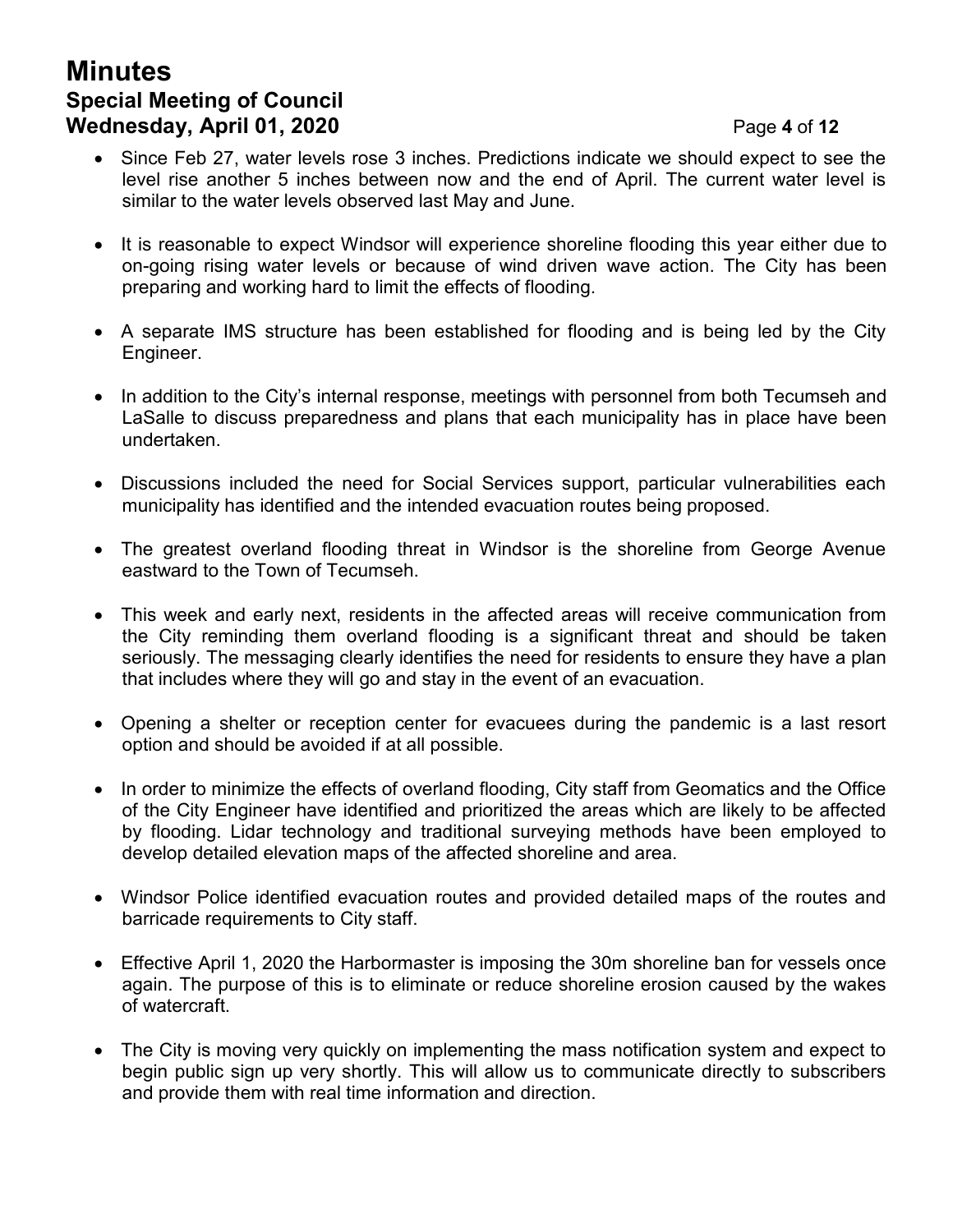- Since Feb 27, water levels rose 3 inches. Predictions indicate we should expect to see the level rise another 5 inches between now and the end of April. The current water level is similar to the water levels observed last May and June.

- It is reasonable to expect Windsor will experience shoreline flooding this year either due to on-going rising water levels or because of wind driven wave action. The City has been preparing and working hard to limit the effects of flooding.

- A separate IMS structure has been established for flooding and is being led by the City Engineer.

- In addition to the City's internal response, meetings with personnel from both Tecumseh and LaSalle to discuss preparedness and plans that each municipality has in place have been undertaken.

- Discussions included the need for Social Services support, particular vulnerabilities each municipality has identified and the intended evacuation routes being proposed.

- The greatest overland flooding threat in Windsor is the shoreline from George Avenue eastward to the Town of Tecumseh.

- This week and early next, residents in the affected areas will receive communication from the City reminding them overland flooding is a significant threat and should be taken seriously. The messaging clearly identifies the need for residents to ensure they have a plan that includes where they will go and stay in the event of an evacuation.

- Opening a shelter or reception center for evacuees during the pandemic is a last resort option and should be avoided if at all possible.

- In order to minimize the effects of overland flooding, City staff from Geomatics and the Office of the City Engineer have identified and prioritized the areas which are likely to be affected by flooding. Lidar technology and traditional surveying methods have been employed to develop detailed elevation maps of the affected shoreline and area.

- Windsor Police identified evacuation routes and provided detailed maps of the routes and barricade requirements to City staff.

- Effective April 1, 2020 the Harbormaster is imposing the 30m shoreline ban for vessels once again. The purpose of this is to eliminate or reduce shoreline erosion caused by the wakes of watercraft.

- The City is moving very quickly on implementing the mass notification system and expect to begin public sign up very shortly. This will allow us to communicate directly to subscribers and provide them with real time information and direction.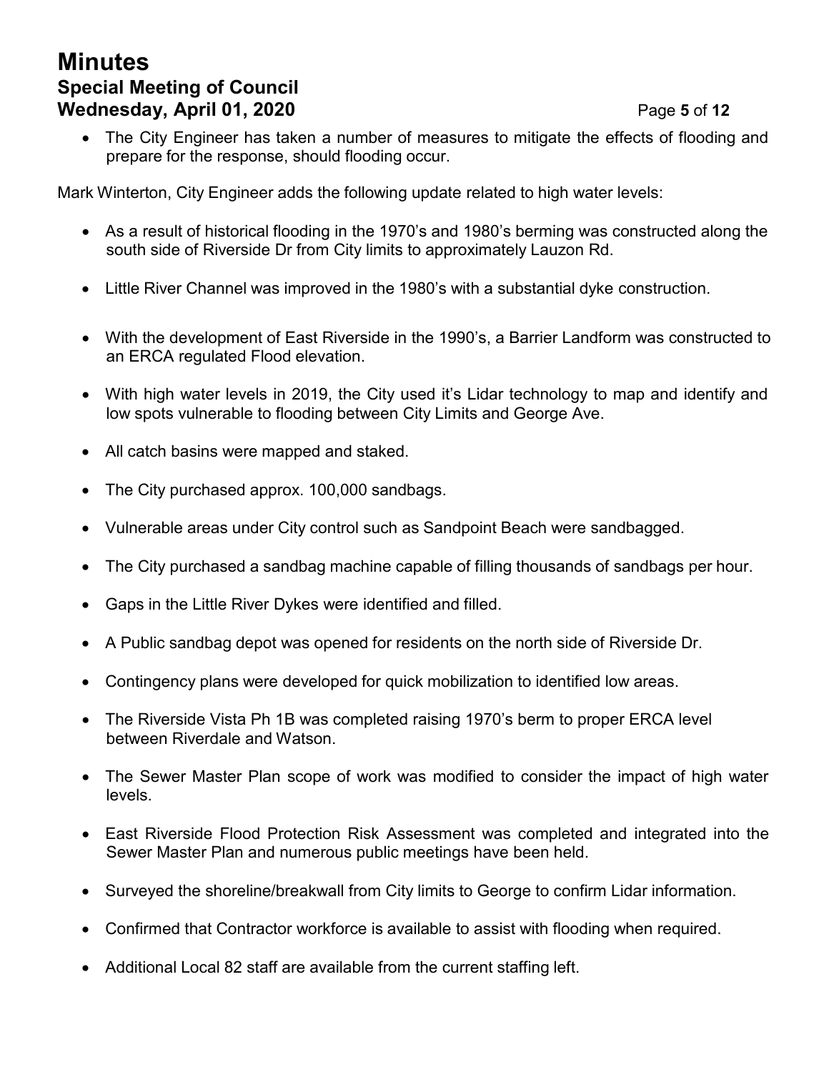- The City Engineer has taken a number of measures to mitigate the effects of flooding and prepare for the response, should flooding occur.

Mark Winterton, City Engineer adds the following update related to high water levels:

- As a result of historical flooding in the 1970's and 1980's berming was constructed along the south side of Riverside Dr from City limits to approximately Lauzon Rd.
- Little River Channel was improved in the 1980's with a substantial dyke construction.
- With the development of East Riverside in the 1990's, a Barrier Landform was constructed to an ERCA regulated Flood elevation.
- With high water levels in 2019, the City used it's Lidar technology to map and identify and low spots vulnerable to flooding between City Limits and George Ave.
- All catch basins were mapped and staked.
- The City purchased approx. 100,000 sandbags.
- Vulnerable areas under City control such as Sandpoint Beach were sandbagged.
- The City purchased a sandbag machine capable of filling thousands of sandbags per hour.
- Gaps in the Little River Dykes were identified and filled.
- A Public sandbag depot was opened for residents on the north side of Riverside Dr.
- Contingency plans were developed for quick mobilization to identified low areas.
- The Riverside Vista Ph 1B was completed raising 1970's berm to proper ERCA level between Riverdale and Watson.
- The Sewer Master Plan scope of work was modified to consider the impact of high water levels.
- East Riverside Flood Protection Risk Assessment was completed and integrated into the Sewer Master Plan and numerous public meetings have been held.
- Surveyed the shoreline/breakwall from City limits to George to confirm Lidar information.
- Confirmed that Contractor workforce is available to assist with flooding when required.
- Additional Local 82 staff are available from the current staffing left.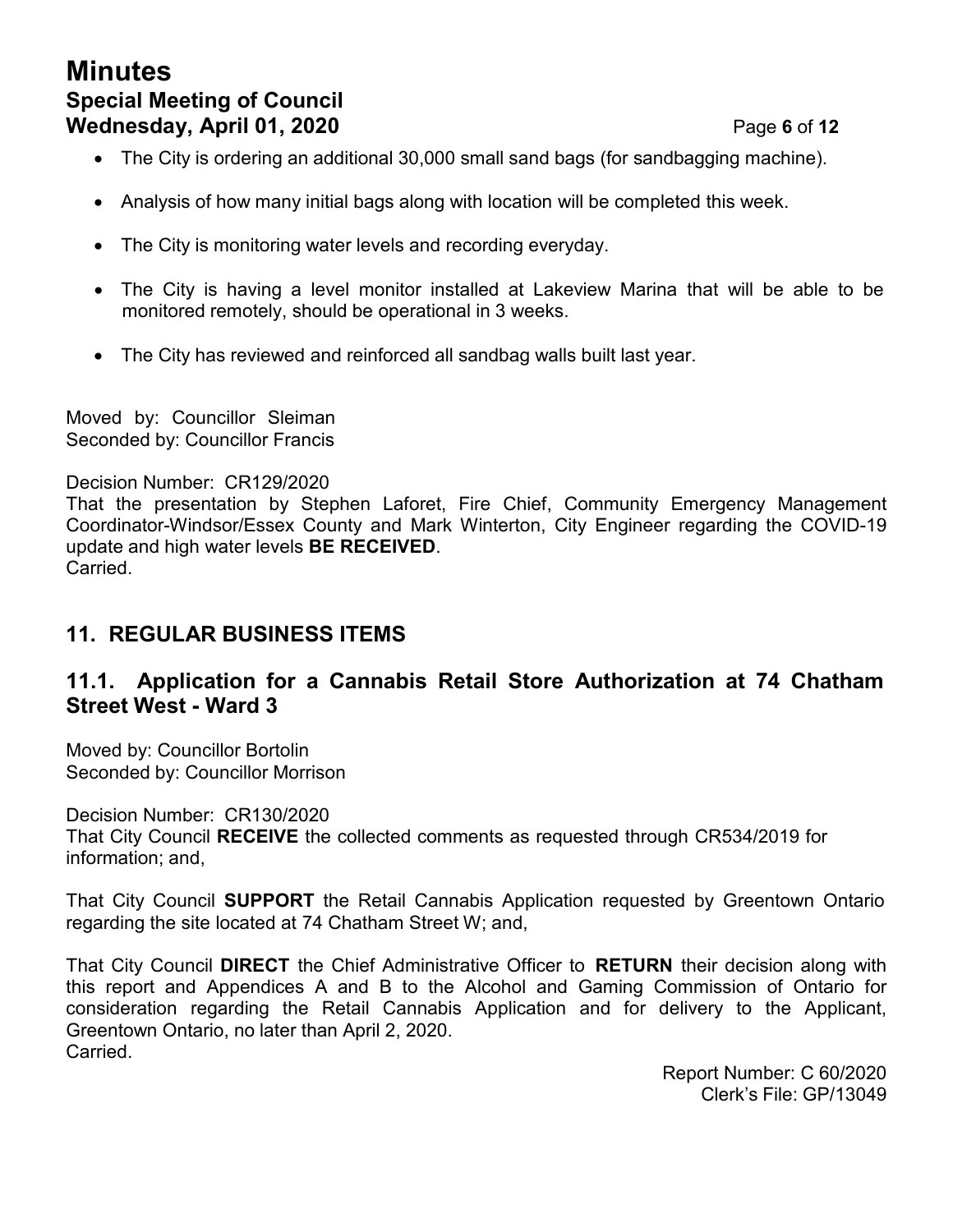- The City is ordering an additional 30,000 small sand bags (for sandbagging machine).
- Analysis of how many initial bags along with location will be completed this week.
- The City is monitoring water levels and recording everyday.
- The City is having a level monitor installed at Lakeview Marina that will be able to be monitored remotely, should be operational in 3 weeks.
- The City has reviewed and reinforced all sandbag walls built last year.

Moved by: Councillor Sleiman
Seconded by: Councillor Francis

Decision Number: CR129/2020
That the presentation by Stephen Laforet, Fire Chief, Community Emergency Management Coordinator-Windsor/Essex County and Mark Winterton, City Engineer regarding the COVID-19 update and high water levels **BE RECEIVED**.
Carried.

## 11. REGULAR BUSINESS ITEMS

### 11.1. Application for a Cannabis Retail Store Authorization at 74 Chatham Street West - Ward 3

Moved by: Councillor Bortolin
Seconded by: Councillor Morrison

Decision Number: CR130/2020
That City Council **RECEIVE** the collected comments as requested through CR534/2019 for information; and,

That City Council **SUPPORT** the Retail Cannabis Application requested by Greentown Ontario regarding the site located at 74 Chatham Street W; and,

That City Council **DIRECT** the Chief Administrative Officer to **RETURN** their decision along with this report and Appendices A and B to the Alcohol and Gaming Commission of Ontario for consideration regarding the Retail Cannabis Application and for delivery to the Applicant, Greentown Ontario, no later than April 2, 2020.
Carried.

Report Number: C 60/2020
Clerk's File: GP/13049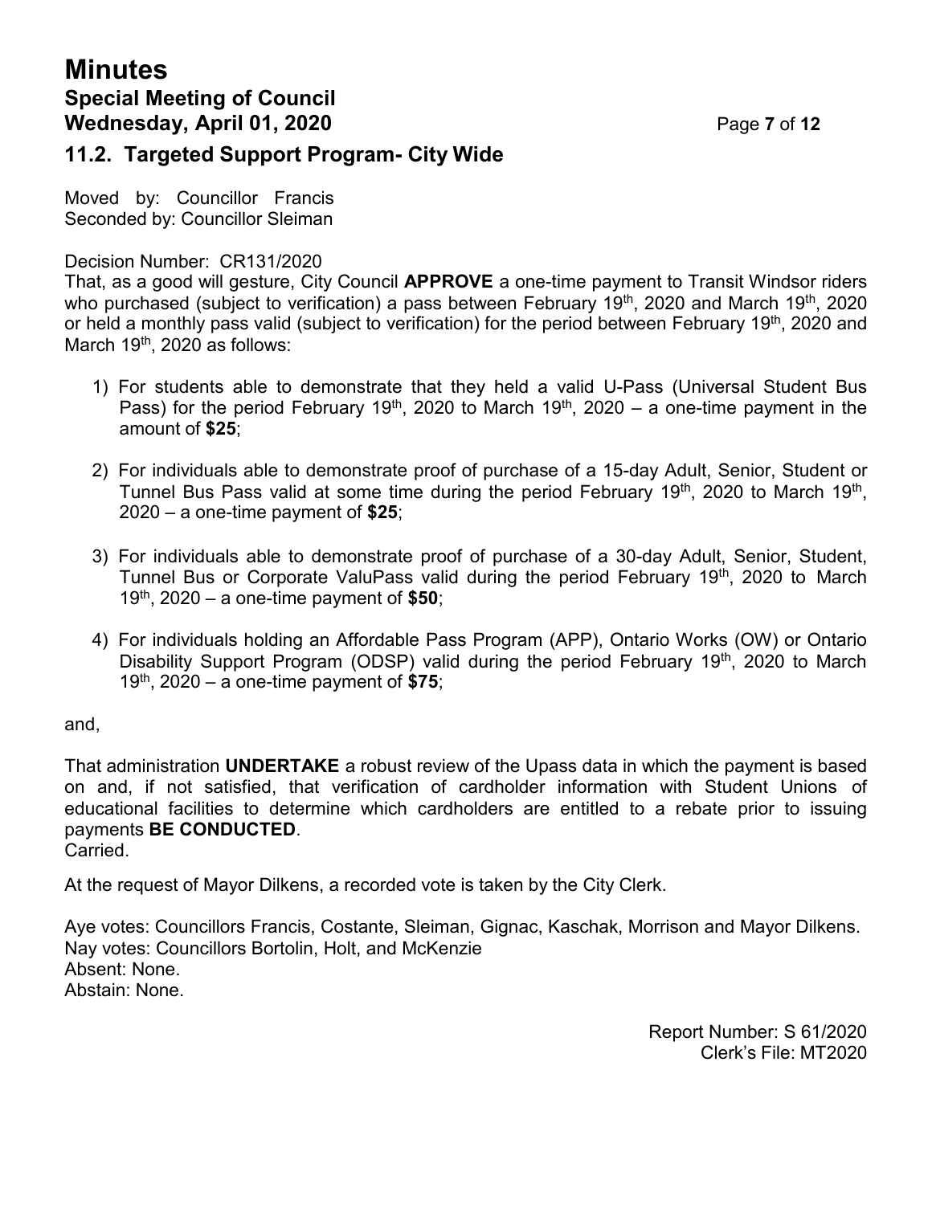### 11.2. Targeted Support Program- City Wide

Moved by: Councillor Francis
Seconded by: Councillor Sleiman

Decision Number: CR131/2020
That, as a good will gesture, City Council **APPROVE** a one-time payment to Transit Windsor riders who purchased (subject to verification) a pass between February 19th, 2020 and March 19th, 2020 or held a monthly pass valid (subject to verification) for the period between February 19th, 2020 and March 19th, 2020 as follows:

1) For students able to demonstrate that they held a valid U-Pass (Universal Student Bus Pass) for the period February 19th, 2020 to March 19th, 2020 – a one-time payment in the amount of **$25**;

2) For individuals able to demonstrate proof of purchase of a 15-day Adult, Senior, Student or Tunnel Bus Pass valid at some time during the period February 19th, 2020 to March 19th, 2020 – a one-time payment of **$25**;

3) For individuals able to demonstrate proof of purchase of a 30-day Adult, Senior, Student, Tunnel Bus or Corporate ValuPass valid during the period February 19th, 2020 to March 19th, 2020 – a one-time payment of **$50**;

4) For individuals holding an Affordable Pass Program (APP), Ontario Works (OW) or Ontario Disability Support Program (ODSP) valid during the period February 19th, 2020 to March 19th, 2020 – a one-time payment of **$75**;

and,

That administration **UNDERTAKE** a robust review of the Upass data in which the payment is based on and, if not satisfied, that verification of cardholder information with Student Unions of educational facilities to determine which cardholders are entitled to a rebate prior to issuing payments **BE CONDUCTED**.
Carried.

At the request of Mayor Dilkens, a recorded vote is taken by the City Clerk.

Aye votes: Councillors Francis, Costante, Sleiman, Gignac, Kaschak, Morrison and Mayor Dilkens.
Nay votes: Councillors Bortolin, Holt, and McKenzie
Absent: None.
Abstain: None.

Report Number: S 61/2020
Clerk's File: MT2020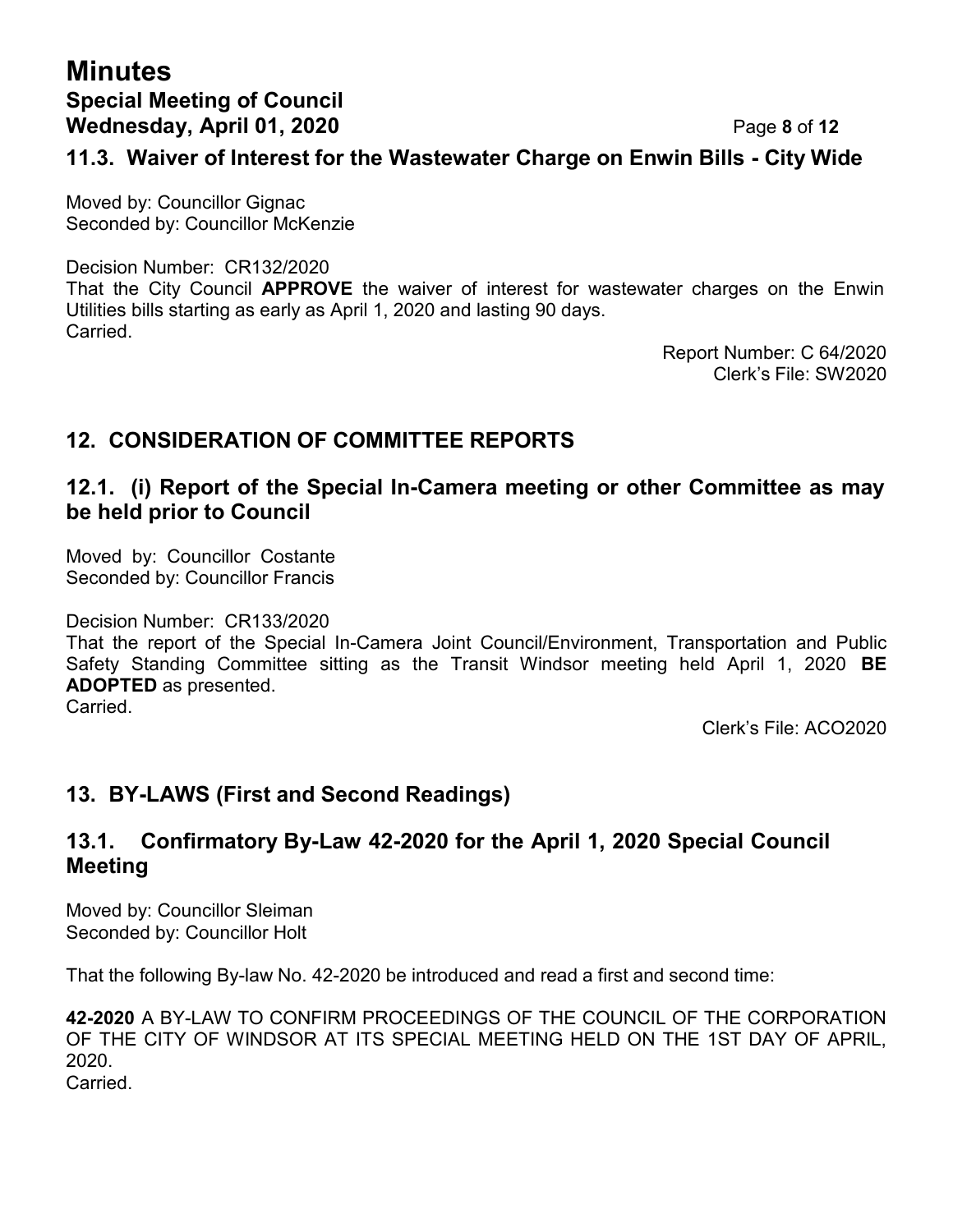## 11.3. Waiver of Interest for the Wastewater Charge on Enwin Bills - City Wide

Moved by: Councillor Gignac
Seconded by: Councillor McKenzie

Decision Number: CR132/2020
That the City Council **APPROVE** the waiver of interest for wastewater charges on the Enwin Utilities bills starting as early as April 1, 2020 and lasting 90 days.
Carried.

Report Number: C 64/2020
Clerk's File: SW2020

## 12. CONSIDERATION OF COMMITTEE REPORTS

### 12.1. (i) Report of the Special In-Camera meeting or other Committee as may be held prior to Council

Moved by: Councillor Costante
Seconded by: Councillor Francis

Decision Number: CR133/2020
That the report of the Special In-Camera Joint Council/Environment, Transportation and Public Safety Standing Committee sitting as the Transit Windsor meeting held April 1, 2020 **BE ADOPTED** as presented.
Carried.

Clerk's File: ACO2020

## 13. BY-LAWS (First and Second Readings)

### 13.1. Confirmatory By-Law 42-2020 for the April 1, 2020 Special Council Meeting

Moved by: Councillor Sleiman
Seconded by: Councillor Holt

That the following By-law No. 42-2020 be introduced and read a first and second time:

**42-2020** A BY-LAW TO CONFIRM PROCEEDINGS OF THE COUNCIL OF THE CORPORATION OF THE CITY OF WINDSOR AT ITS SPECIAL MEETING HELD ON THE 1ST DAY OF APRIL, 2020.
Carried.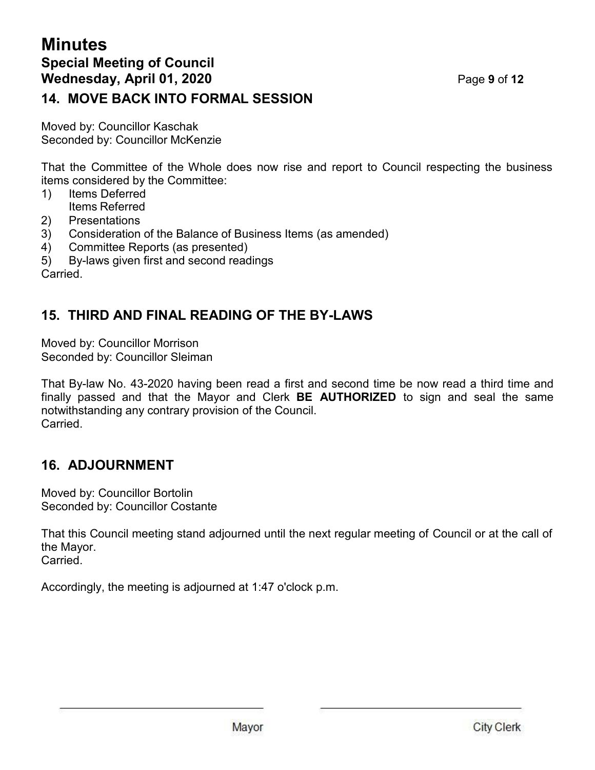## 14. MOVE BACK INTO FORMAL SESSION

Moved by: Councillor Kaschak
Seconded by: Councillor McKenzie

That the Committee of the Whole does now rise and report to Council respecting the business items considered by the Committee:

1) Items Deferred
   Items Referred
2) Presentations
3) Consideration of the Balance of Business Items (as amended)
4) Committee Reports (as presented)
5) By-laws given first and second readings

Carried.

## 15. THIRD AND FINAL READING OF THE BY-LAWS

Moved by: Councillor Morrison
Seconded by: Councillor Sleiman

That By-law No. 43-2020 having been read a first and second time be now read a third time and finally passed and that the Mayor and Clerk **BE AUTHORIZED** to sign and seal the same notwithstanding any contrary provision of the Council.
Carried.

## 16. ADJOURNMENT

Moved by: Councillor Bortolin
Seconded by: Councillor Costante

That this Council meeting stand adjourned until the next regular meeting of Council or at the call of the Mayor.
Carried.

Accordingly, the meeting is adjourned at 1:47 o'clock p.m.

Mayor

City Clerk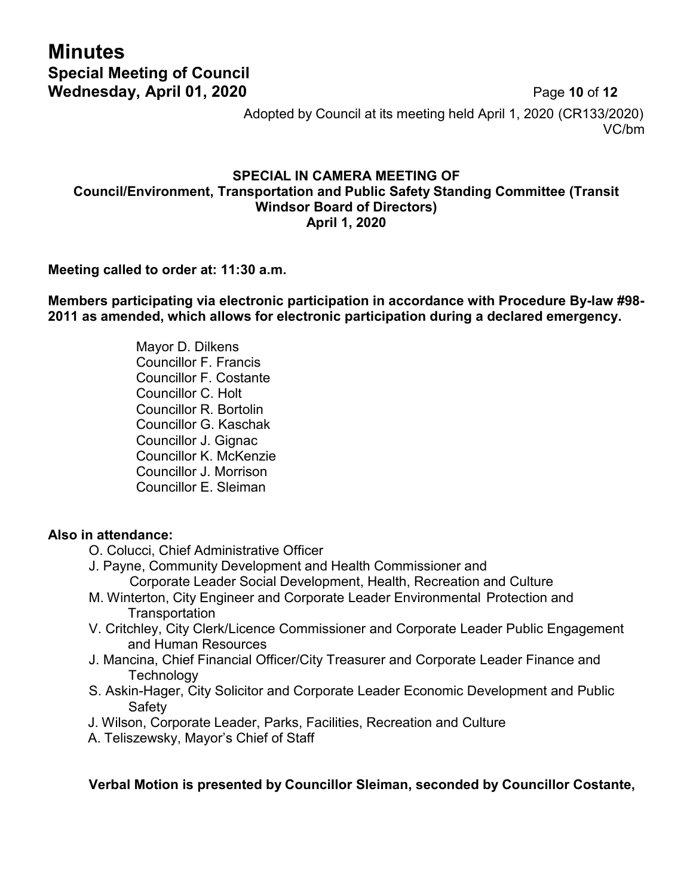Adopted by Council at its meeting held April 1, 2020 (CR133/2020)
VC/bm

**SPECIAL IN CAMERA MEETING OF**
**Council/Environment, Transportation and Public Safety Standing Committee (Transit Windsor Board of Directors)**
**April 1, 2020**

**Meeting called to order at: 11:30 a.m.**

**Members participating via electronic participation in accordance with Procedure By-law #98-2011 as amended, which allows for electronic participation during a declared emergency.**

Mayor D. Dilkens
Councillor F. Francis
Councillor F. Costante
Councillor C. Holt
Councillor R. Bortolin
Councillor G. Kaschak
Councillor J. Gignac
Councillor K. McKenzie
Councillor J. Morrison
Councillor E. Sleiman

**Also in attendance:**

- O. Colucci, Chief Administrative Officer
- J. Payne, Community Development and Health Commissioner and Corporate Leader Social Development, Health, Recreation and Culture
- M. Winterton, City Engineer and Corporate Leader Environmental Protection and Transportation
- V. Critchley, City Clerk/Licence Commissioner and Corporate Leader Public Engagement and Human Resources
- J. Mancina, Chief Financial Officer/City Treasurer and Corporate Leader Finance and Technology
- S. Askin-Hager, City Solicitor and Corporate Leader Economic Development and Public Safety
- J. Wilson, Corporate Leader, Parks, Facilities, Recreation and Culture
- A. Teliszewsky, Mayor's Chief of Staff

**Verbal Motion is presented by Councillor Sleiman, seconded by Councillor Costante,**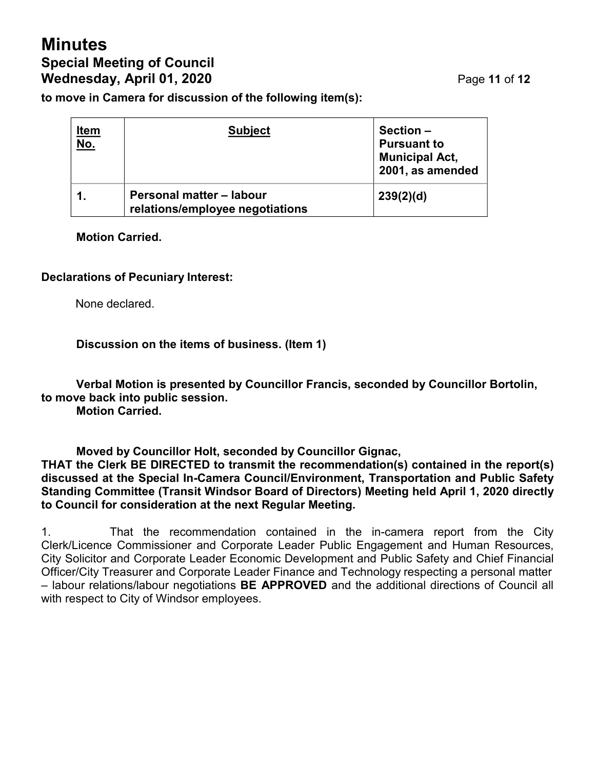**to move in Camera for discussion of the following item(s):**

| Item No. | Subject | Section – Pursuant to Municipal Act, 2001, as amended |
|---|---|---|
| **1.** | **Personal matter – labour relations/employee negotiations** | **239(2)(d)** |

**Motion Carried.**

**Declarations of Pecuniary Interest:**

None declared.

**Discussion on the items of business. (Item 1)**

**Verbal Motion is presented by Councillor Francis, seconded by Councillor Bortolin, to move back into public session.**
**Motion Carried.**

**Moved by Councillor Holt, seconded by Councillor Gignac,**
**THAT the Clerk BE DIRECTED to transmit the recommendation(s) contained in the report(s) discussed at the Special In-Camera Council/Environment, Transportation and Public Safety Standing Committee (Transit Windsor Board of Directors) Meeting held April 1, 2020 directly to Council for consideration at the next Regular Meeting.**

1. That the recommendation contained in the in-camera report from the City Clerk/Licence Commissioner and Corporate Leader Public Engagement and Human Resources, City Solicitor and Corporate Leader Economic Development and Public Safety and Chief Financial Officer/City Treasurer and Corporate Leader Finance and Technology respecting a personal matter – labour relations/labour negotiations **BE APPROVED** and the additional directions of Council all with respect to City of Windsor employees.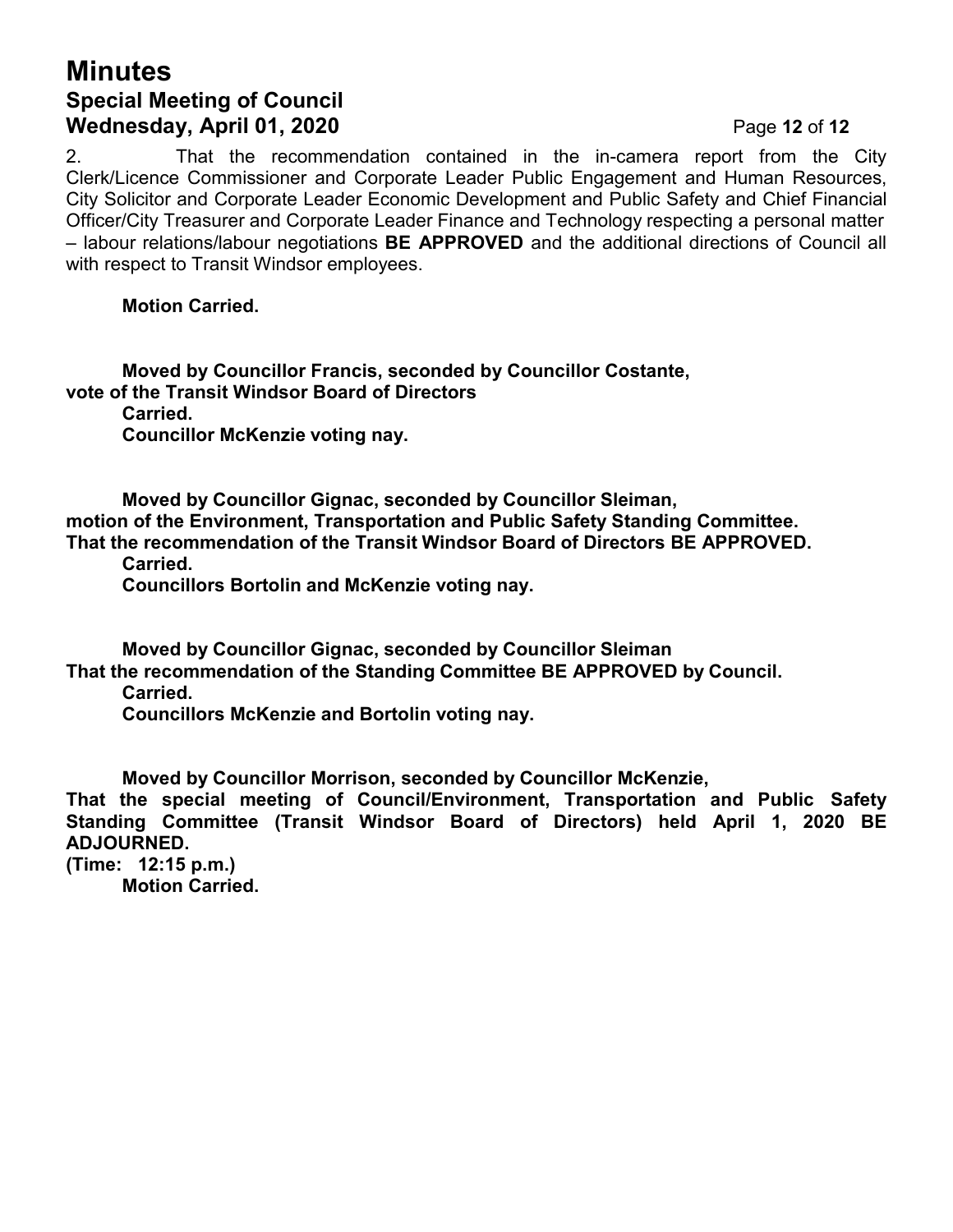2. That the recommendation contained in the in-camera report from the City Clerk/Licence Commissioner and Corporate Leader Public Engagement and Human Resources, City Solicitor and Corporate Leader Economic Development and Public Safety and Chief Financial Officer/City Treasurer and Corporate Leader Finance and Technology respecting a personal matter – labour relations/labour negotiations **BE APPROVED** and the additional directions of Council all with respect to Transit Windsor employees.

**Motion Carried.**

**Moved by Councillor Francis, seconded by Councillor Costante, vote of the Transit Windsor Board of Directors**
**Carried.**
**Councillor McKenzie voting nay.**

**Moved by Councillor Gignac, seconded by Councillor Sleiman, motion of the Environment, Transportation and Public Safety Standing Committee. That the recommendation of the Transit Windsor Board of Directors BE APPROVED.**
**Carried.**
**Councillors Bortolin and McKenzie voting nay.**

**Moved by Councillor Gignac, seconded by Councillor Sleiman**
**That the recommendation of the Standing Committee BE APPROVED by Council.**
**Carried.**
**Councillors McKenzie and Bortolin voting nay.**

**Moved by Councillor Morrison, seconded by Councillor McKenzie,**
**That the special meeting of Council/Environment, Transportation and Public Safety Standing Committee (Transit Windsor Board of Directors) held April 1, 2020 BE ADJOURNED.**
**(Time: 12:15 p.m.)**
**Motion Carried.**